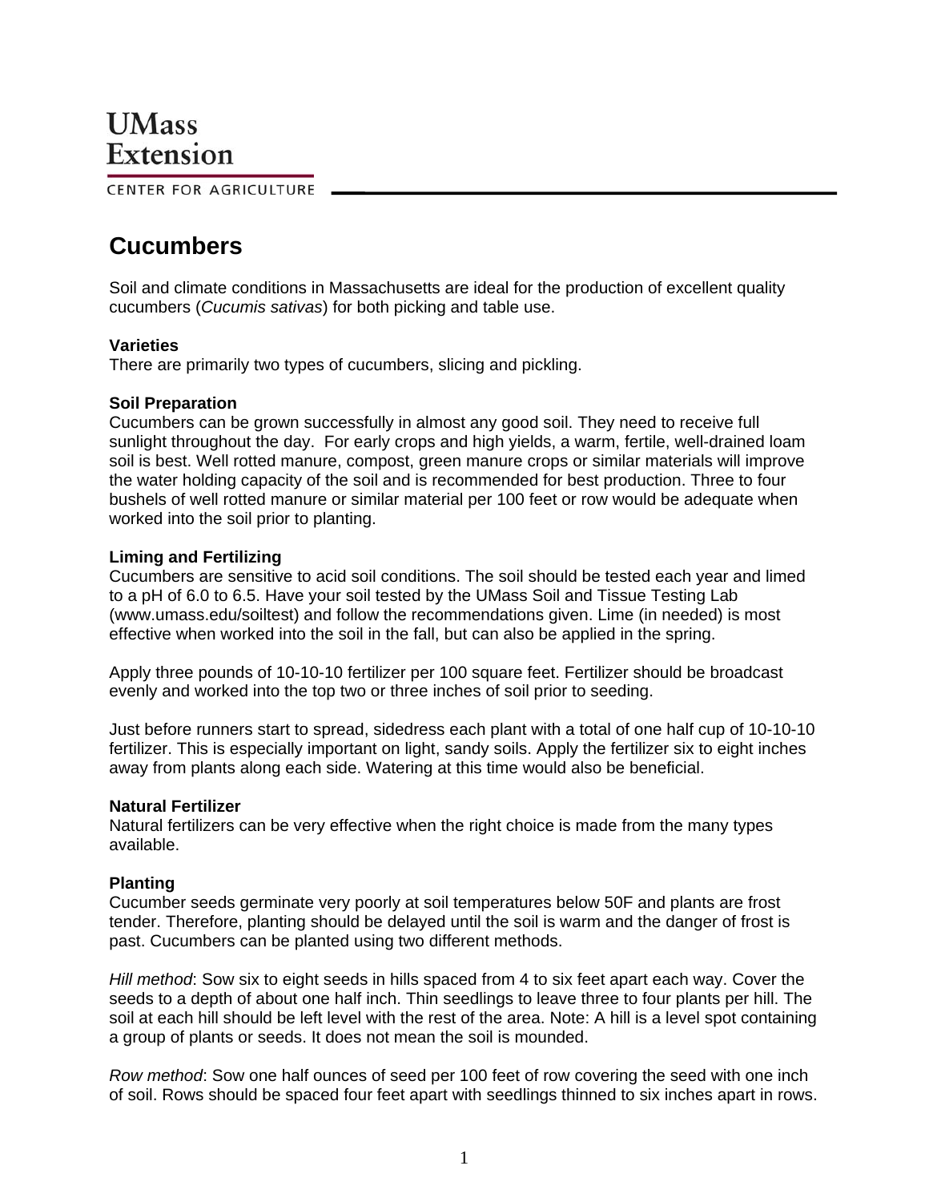UMass Extension

CENTER FOR AGRICULTURE

# Cucumbers

Soil and climate conditions in Massachusetts are ideal for the production of excellent quality cucumbers (*Cucumis sativas*) for both picking and table use.

**Varieties**
There are primarily two types of cucumbers, slicing and pickling.

**Soil Preparation**
Cucumbers can be grown successfully in almost any good soil. They need to receive full sunlight throughout the day. For early crops and high yields, a warm, fertile, well-drained loam soil is best. Well rotted manure, compost, green manure crops or similar materials will improve the water holding capacity of the soil and is recommended for best production. Three to four bushels of well rotted manure or similar material per 100 feet or row would be adequate when worked into the soil prior to planting.

**Liming and Fertilizing**
Cucumbers are sensitive to acid soil conditions. The soil should be tested each year and limed to a pH of 6.0 to 6.5. Have your soil tested by the UMass Soil and Tissue Testing Lab (www.umass.edu/soiltest) and follow the recommendations given. Lime (in needed) is most effective when worked into the soil in the fall, but can also be applied in the spring.

Apply three pounds of 10-10-10 fertilizer per 100 square feet. Fertilizer should be broadcast evenly and worked into the top two or three inches of soil prior to seeding.

Just before runners start to spread, sidedress each plant with a total of one half cup of 10-10-10 fertilizer. This is especially important on light, sandy soils. Apply the fertilizer six to eight inches away from plants along each side. Watering at this time would also be beneficial.

**Natural Fertilizer**
Natural fertilizers can be very effective when the right choice is made from the many types available.

**Planting**
Cucumber seeds germinate very poorly at soil temperatures below 50F and plants are frost tender. Therefore, planting should be delayed until the soil is warm and the danger of frost is past. Cucumbers can be planted using two different methods.

*Hill method*: Sow six to eight seeds in hills spaced from 4 to six feet apart each way. Cover the seeds to a depth of about one half inch. Thin seedlings to leave three to four plants per hill. The soil at each hill should be left level with the rest of the area. Note: A hill is a level spot containing a group of plants or seeds. It does not mean the soil is mounded.

*Row method*: Sow one half ounces of seed per 100 feet of row covering the seed with one inch of soil. Rows should be spaced four feet apart with seedlings thinned to six inches apart in rows.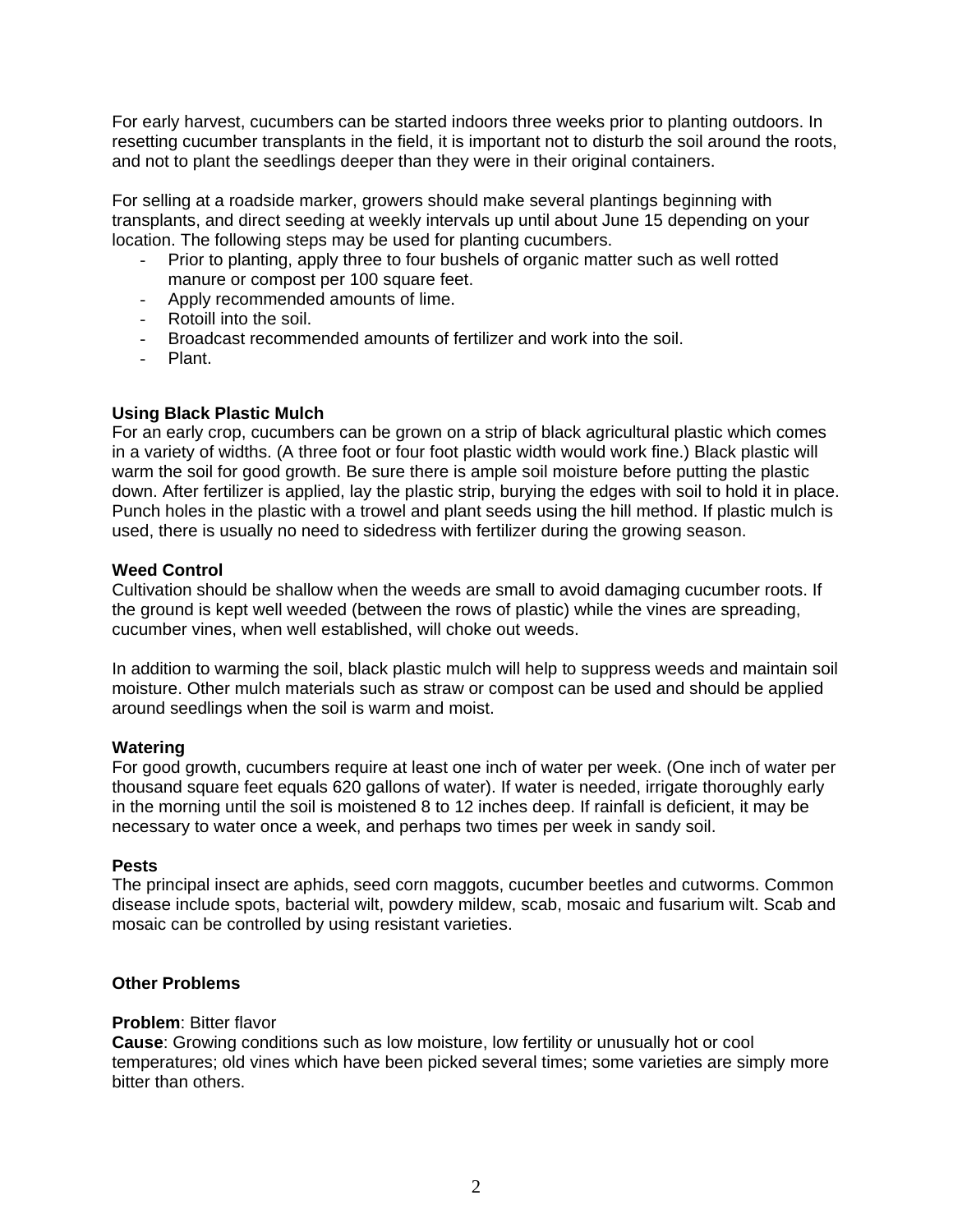For early harvest, cucumbers can be started indoors three weeks prior to planting outdoors. In resetting cucumber transplants in the field, it is important not to disturb the soil around the roots, and not to plant the seedlings deeper than they were in their original containers.

For selling at a roadside marker, growers should make several plantings beginning with transplants, and direct seeding at weekly intervals up until about June 15 depending on your location. The following steps may be used for planting cucumbers.

- Prior to planting, apply three to four bushels of organic matter such as well rotted manure or compost per 100 square feet.
- Apply recommended amounts of lime.
- Rotoill into the soil.
- Broadcast recommended amounts of fertilizer and work into the soil.
- Plant.

**Using Black Plastic Mulch**
For an early crop, cucumbers can be grown on a strip of black agricultural plastic which comes in a variety of widths. (A three foot or four foot plastic width would work fine.) Black plastic will warm the soil for good growth. Be sure there is ample soil moisture before putting the plastic down. After fertilizer is applied, lay the plastic strip, burying the edges with soil to hold it in place. Punch holes in the plastic with a trowel and plant seeds using the hill method. If plastic mulch is used, there is usually no need to sidedress with fertilizer during the growing season.

**Weed Control**
Cultivation should be shallow when the weeds are small to avoid damaging cucumber roots. If the ground is kept well weeded (between the rows of plastic) while the vines are spreading, cucumber vines, when well established, will choke out weeds.

In addition to warming the soil, black plastic mulch will help to suppress weeds and maintain soil moisture. Other mulch materials such as straw or compost can be used and should be applied around seedlings when the soil is warm and moist.

**Watering**
For good growth, cucumbers require at least one inch of water per week. (One inch of water per thousand square feet equals 620 gallons of water). If water is needed, irrigate thoroughly early in the morning until the soil is moistened 8 to 12 inches deep. If rainfall is deficient, it may be necessary to water once a week, and perhaps two times per week in sandy soil.

**Pests**
The principal insect are aphids, seed corn maggots, cucumber beetles and cutworms. Common disease include spots, bacterial wilt, powdery mildew, scab, mosaic and fusarium wilt. Scab and mosaic can be controlled by using resistant varieties.

**Other Problems**

**Problem**: Bitter flavor
**Cause**: Growing conditions such as low moisture, low fertility or unusually hot or cool temperatures; old vines which have been picked several times; some varieties are simply more bitter than others.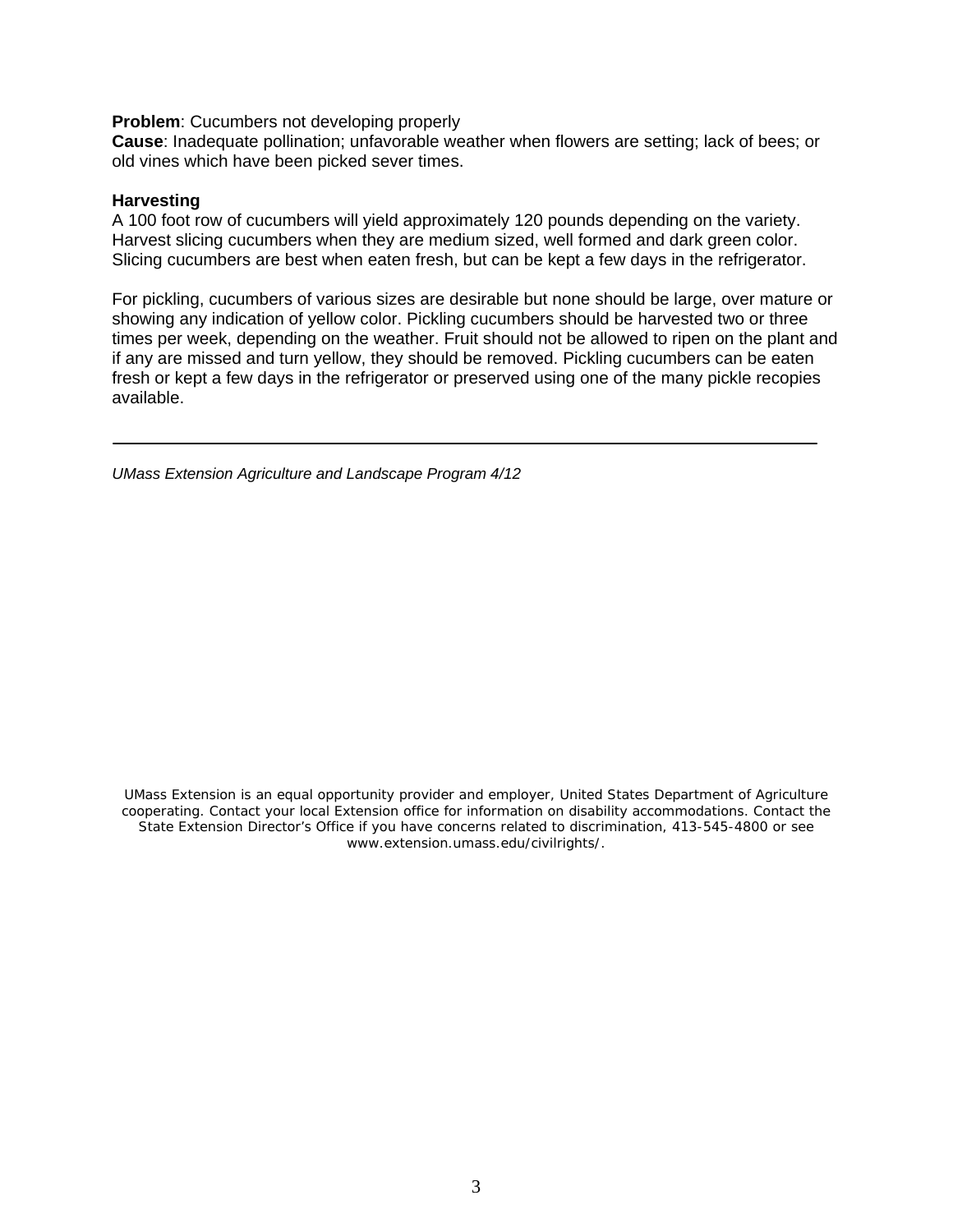**Problem**: Cucumbers not developing properly
**Cause**: Inadequate pollination; unfavorable weather when flowers are setting; lack of bees; or old vines which have been picked sever times.

**Harvesting**

A 100 foot row of cucumbers will yield approximately 120 pounds depending on the variety. Harvest slicing cucumbers when they are medium sized, well formed and dark green color. Slicing cucumbers are best when eaten fresh, but can be kept a few days in the refrigerator.

For pickling, cucumbers of various sizes are desirable but none should be large, over mature or showing any indication of yellow color. Pickling cucumbers should be harvested two or three times per week, depending on the weather. Fruit should not be allowed to ripen on the plant and if any are missed and turn yellow, they should be removed. Pickling cucumbers can be eaten fresh or kept a few days in the refrigerator or preserved using one of the many pickle recopies available.

---

*UMass Extension Agriculture and Landscape Program 4/12*

UMass Extension is an equal opportunity provider and employer, United States Department of Agriculture cooperating. Contact your local Extension office for information on disability accommodations. Contact the State Extension Director's Office if you have concerns related to discrimination, 413-545-4800 or see www.extension.umass.edu/civilrights/.